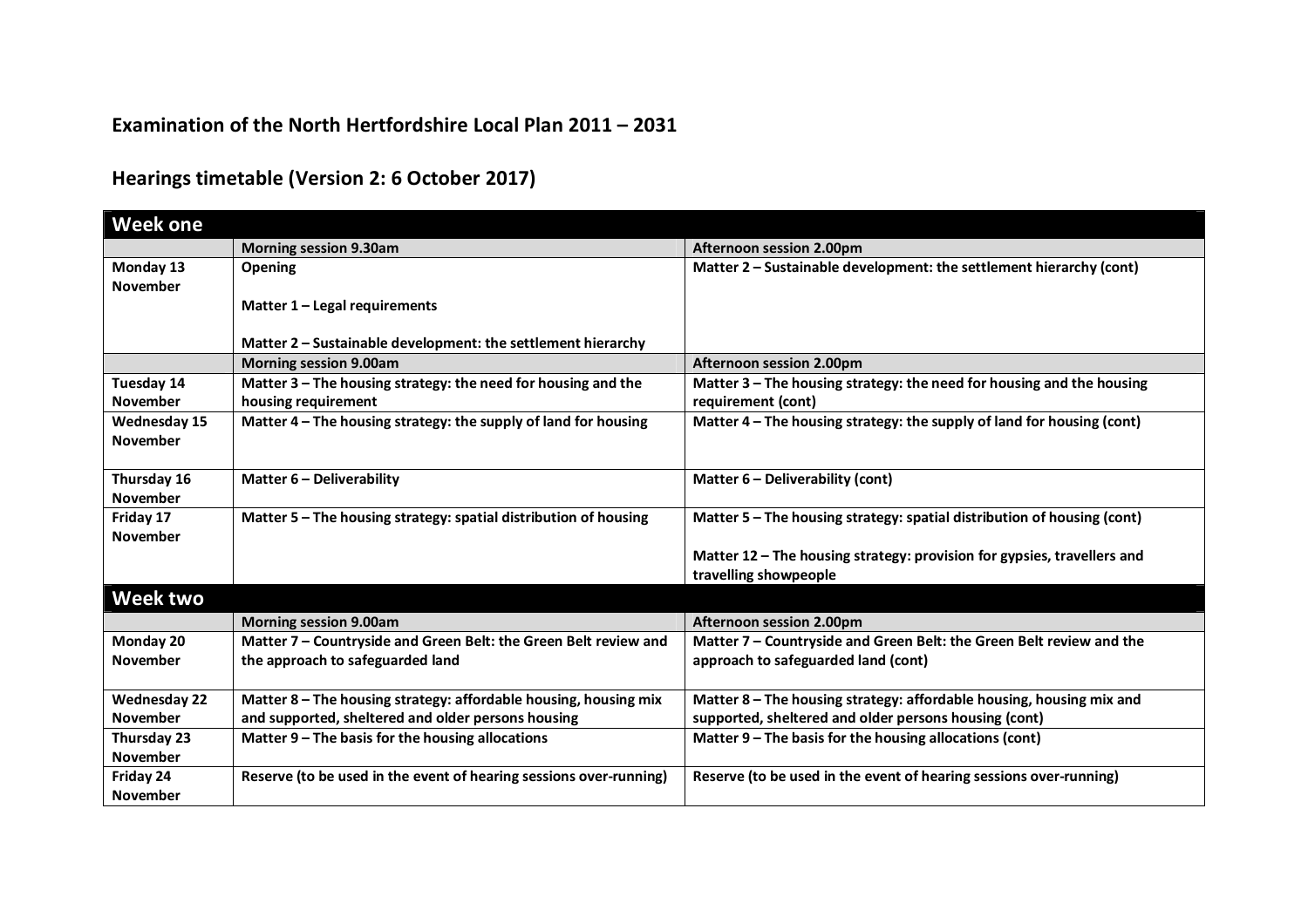# Examination of the North Hertfordshire Local Plan 2011 – 2031

## Hearings timetable (Version 2: 6 October 2017)

| Week one | | |
|---|---|---|
| | **Morning session 9.30am** | **Afternoon session 2.00pm** |
| **Monday 13 November** | **Opening**<br><br>**Matter 1 – Legal requirements**<br><br>**Matter 2 – Sustainable development: the settlement hierarchy** | **Matter 2 – Sustainable development: the settlement hierarchy (cont)** |
| | **Morning session 9.00am** | **Afternoon session 2.00pm** |
| **Tuesday 14 November** | **Matter 3 – The housing strategy: the need for housing and the housing requirement** | **Matter 3 – The housing strategy: the need for housing and the housing requirement (cont)** |
| **Wednesday 15 November** | **Matter 4 – The housing strategy: the supply of land for housing** | **Matter 4 – The housing strategy: the supply of land for housing (cont)** |
| **Thursday 16 November** | **Matter 6 – Deliverability** | **Matter 6 – Deliverability (cont)** |
| **Friday 17 November** | **Matter 5 – The housing strategy: spatial distribution of housing** | **Matter 5 – The housing strategy: spatial distribution of housing (cont)**<br><br>**Matter 12 – The housing strategy: provision for gypsies, travellers and travelling showpeople** |
| **Week two** | | |
| | **Morning session 9.00am** | **Afternoon session 2.00pm** |
| **Monday 20 November** | **Matter 7 – Countryside and Green Belt: the Green Belt review and the approach to safeguarded land** | **Matter 7 – Countryside and Green Belt: the Green Belt review and the approach to safeguarded land (cont)** |
| **Wednesday 22 November** | **Matter 8 – The housing strategy: affordable housing, housing mix and supported, sheltered and older persons housing** | **Matter 8 – The housing strategy: affordable housing, housing mix and supported, sheltered and older persons housing (cont)** |
| **Thursday 23 November** | **Matter 9 – The basis for the housing allocations** | **Matter 9 – The basis for the housing allocations (cont)** |
| **Friday 24 November** | **Reserve (to be used in the event of hearing sessions over-running)** | **Reserve (to be used in the event of hearing sessions over-running)** |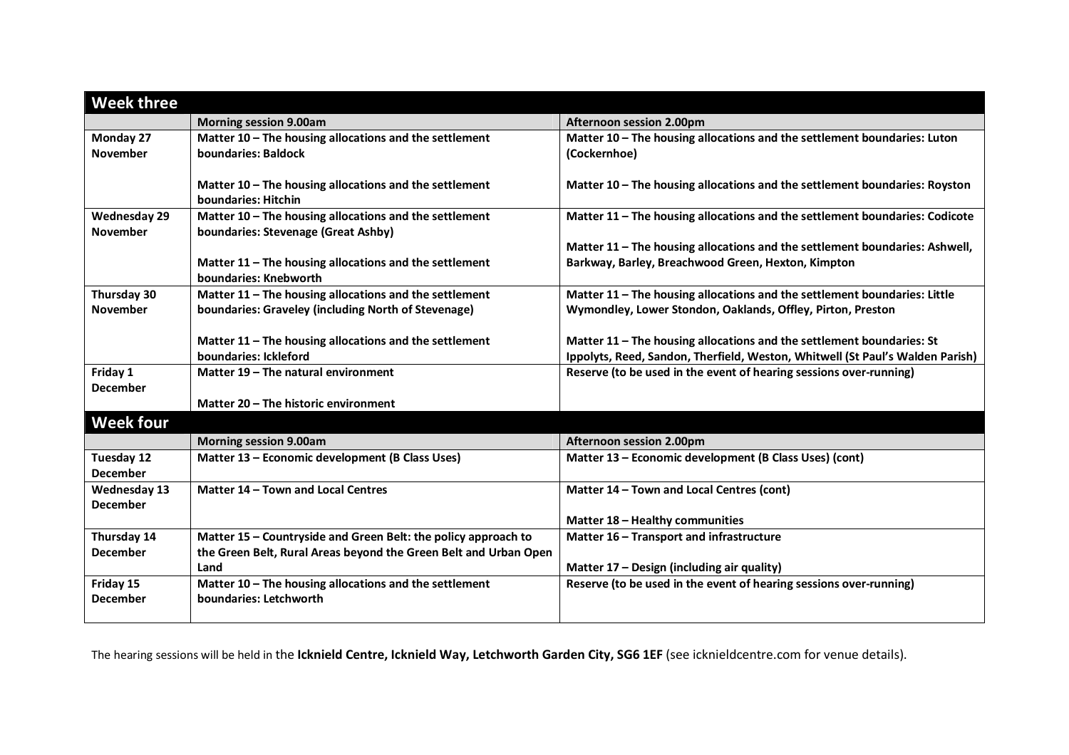## Week three

| | Morning session 9.00am | Afternoon session 2.00pm |
|---|---|---|
| **Monday 27 November** | **Matter 10 – The housing allocations and the settlement boundaries: Baldock**<br><br>**Matter 10 – The housing allocations and the settlement boundaries: Hitchin** | **Matter 10 – The housing allocations and the settlement boundaries: Luton (Cockernhoe)**<br><br>**Matter 10 – The housing allocations and the settlement boundaries: Royston** |
| **Wednesday 29 November** | **Matter 10 – The housing allocations and the settlement boundaries: Stevenage (Great Ashby)**<br><br>**Matter 11 – The housing allocations and the settlement boundaries: Knebworth** | **Matter 11 – The housing allocations and the settlement boundaries: Codicote**<br><br>**Matter 11 – The housing allocations and the settlement boundaries: Ashwell, Barkway, Barley, Breachwood Green, Hexton, Kimpton** |
| **Thursday 30 November** | **Matter 11 – The housing allocations and the settlement boundaries: Graveley (including North of Stevenage)**<br><br>**Matter 11 – The housing allocations and the settlement boundaries: Ickleford** | **Matter 11 – The housing allocations and the settlement boundaries: Little Wymondley, Lower Stondon, Oaklands, Offley, Pirton, Preston**<br><br>**Matter 11 – The housing allocations and the settlement boundaries: St Ippolyts, Reed, Sandon, Therfield, Weston, Whitwell (St Paul's Walden Parish)** |
| **Friday 1 December** | **Matter 19 – The natural environment**<br><br>**Matter 20 – The historic environment** | **Reserve (to be used in the event of hearing sessions over-running)** |

## Week four

| | Morning session 9.00am | Afternoon session 2.00pm |
|---|---|---|
| **Tuesday 12 December** | **Matter 13 – Economic development (B Class Uses)** | **Matter 13 – Economic development (B Class Uses) (cont)** |
| **Wednesday 13 December** | **Matter 14 – Town and Local Centres** | **Matter 14 – Town and Local Centres (cont)**<br><br>**Matter 18 – Healthy communities** |
| **Thursday 14 December** | **Matter 15 – Countryside and Green Belt: the policy approach to the Green Belt, Rural Areas beyond the Green Belt and Urban Open Land** | **Matter 16 – Transport and infrastructure**<br><br>**Matter 17 – Design (including air quality)** |
| **Friday 15 December** | **Matter 10 – The housing allocations and the settlement boundaries: Letchworth** | **Reserve (to be used in the event of hearing sessions over-running)** |

The hearing sessions will be held in the **Icknield Centre, Icknield Way, Letchworth Garden City, SG6 1EF** (see icknieldcentre.com for venue details).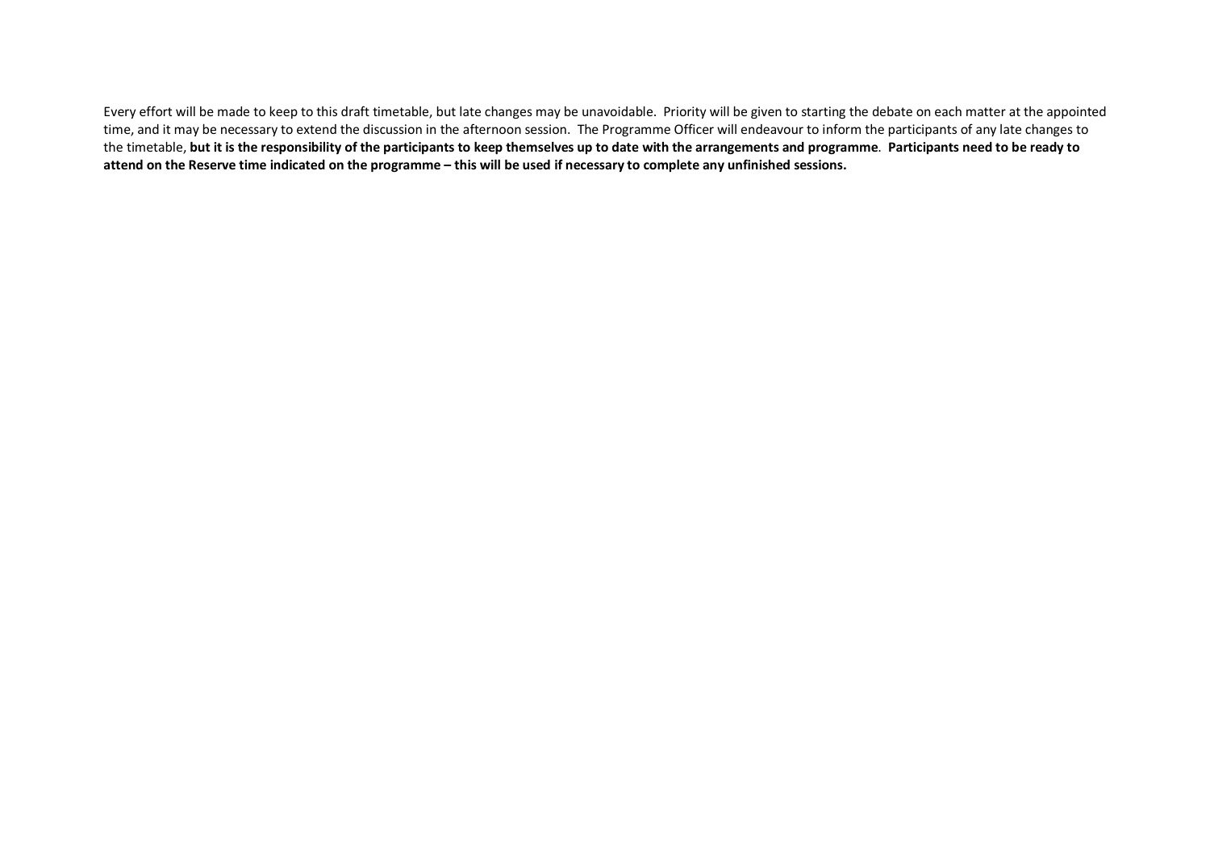Every effort will be made to keep to this draft timetable, but late changes may be unavoidable. Priority will be given to starting the debate on each matter at the appointed time, and it may be necessary to extend the discussion in the afternoon session. The Programme Officer will endeavour to inform the participants of any late changes to the timetable, **but it is the responsibility of the participants to keep themselves up to date with the arrangements and programme**. **Participants need to be ready to attend on the Reserve time indicated on the programme – this will be used if necessary to complete any unfinished sessions.**